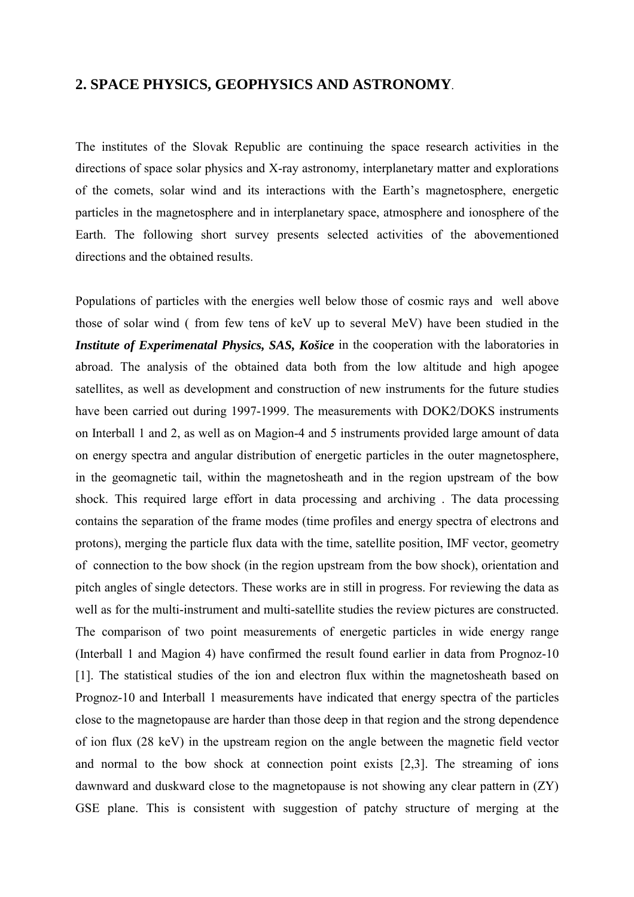## 2. SPACE PHYSICS, GEOPHYSICS AND ASTRONOMY.

The institutes of the Slovak Republic are continuing the space research activities in the directions of space solar physics and X-ray astronomy, interplanetary matter and explorations of the comets, solar wind and its interactions with the Earth's magnetosphere, energetic particles in the magnetosphere and in interplanetary space, atmosphere and ionosphere of the Earth. The following short survey presents selected activities of the abovementioned directions and the obtained results.

Populations of particles with the energies well below those of cosmic rays and well above those of solar wind ( from few tens of keV up to several MeV) have been studied in the ***Institute of Experimenatal Physics, SAS, Košice*** in the cooperation with the laboratories in abroad. The analysis of the obtained data both from the low altitude and high apogee satellites, as well as development and construction of new instruments for the future studies have been carried out during 1997-1999. The measurements with DOK2/DOKS instruments on Interball 1 and 2, as well as on Magion-4 and 5 instruments provided large amount of data on energy spectra and angular distribution of energetic particles in the outer magnetosphere, in the geomagnetic tail, within the magnetosheath and in the region upstream of the bow shock. This required large effort in data processing and archiving . The data processing contains the separation of the frame modes (time profiles and energy spectra of electrons and protons), merging the particle flux data with the time, satellite position, IMF vector, geometry of connection to the bow shock (in the region upstream from the bow shock), orientation and pitch angles of single detectors. These works are in still in progress. For reviewing the data as well as for the multi-instrument and multi-satellite studies the review pictures are constructed. The comparison of two point measurements of energetic particles in wide energy range (Interball 1 and Magion 4) have confirmed the result found earlier in data from Prognoz-10 [1]. The statistical studies of the ion and electron flux within the magnetosheath based on Prognoz-10 and Interball 1 measurements have indicated that energy spectra of the particles close to the magnetopause are harder than those deep in that region and the strong dependence of ion flux (28 keV) in the upstream region on the angle between the magnetic field vector and normal to the bow shock at connection point exists [2,3]. The streaming of ions dawnward and duskward close to the magnetopause is not showing any clear pattern in (ZY) GSE plane. This is consistent with suggestion of patchy structure of merging at the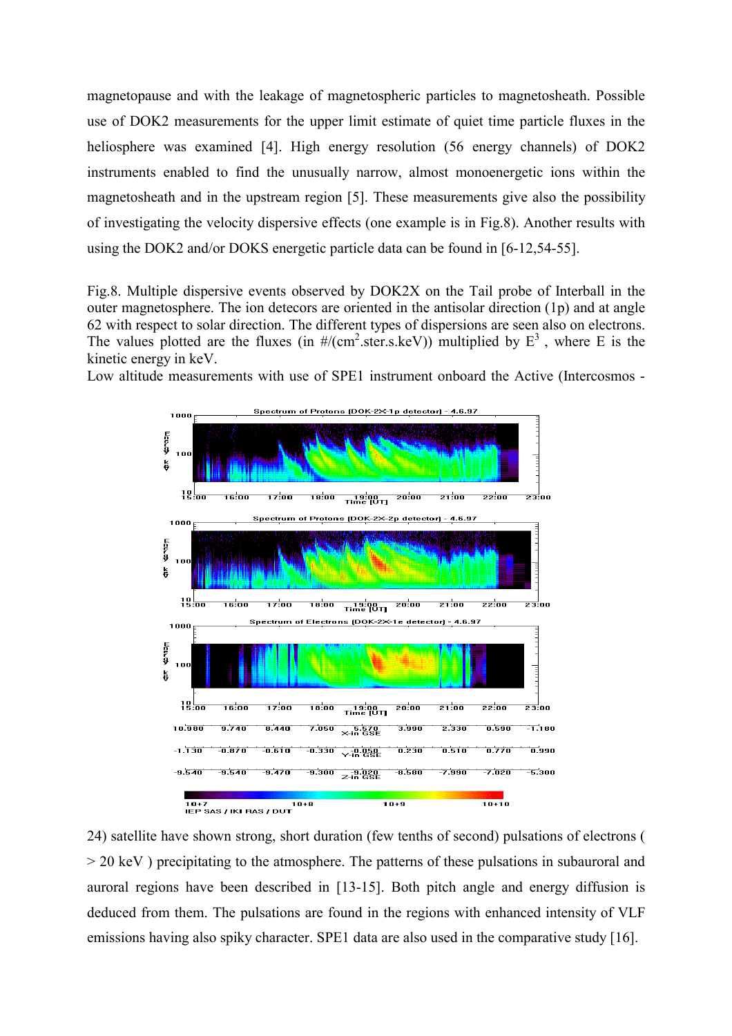magnetopause and with the leakage of magnetospheric particles to magnetosheath. Possible use of DOK2 measurements for the upper limit estimate of quiet time particle fluxes in the heliosphere was examined [4]. High energy resolution (56 energy channels) of DOK2 instruments enabled to find the unusually narrow, almost monoenergetic ions within the magnetosheath and in the upstream region [5]. These measurements give also the possibility of investigating the velocity dispersive effects (one example is in Fig.8). Another results with using the DOK2 and/or DOKS energetic particle data can be found in [6-12,54-55].

Fig.8. Multiple dispersive events observed by DOK2X on the Tail probe of Interball in the outer magnetosphere. The ion detecors are oriented in the antisolar direction (1p) and at angle 62 with respect to solar direction. The different types of dispersions are seen also on electrons. The values plotted are the fluxes (in #/(cm$^2$.ster.s.keV)) multiplied by $E^3$ , where E is the kinetic energy in keV.

Low altitude measurements with use of SPE1 instrument onboard the Active (Intercosmos - 24) satellite have shown strong, short duration (few tenths of second) pulsations of electrons ( > 20 keV ) precipitating to the atmosphere. The patterns of these pulsations in subauroral and auroral regions have been described in [13-15]. Both pitch angle and energy diffusion is deduced from them. The pulsations are found in the regions with enhanced intensity of VLF emissions having also spiky character. SPE1 data are also used in the comparative study [16].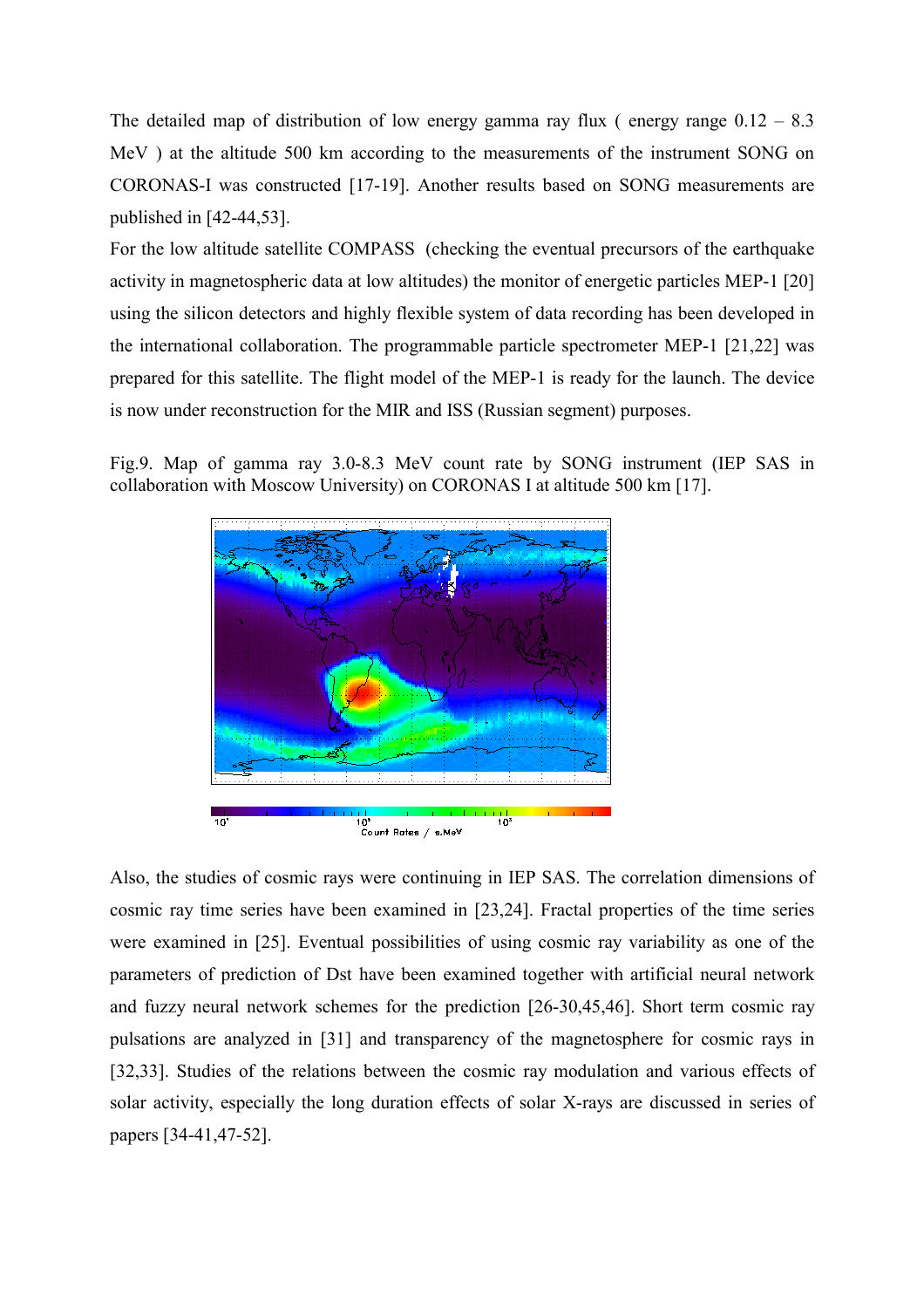The detailed map of distribution of low energy gamma ray flux ( energy range 0.12 – 8.3 MeV ) at the altitude 500 km according to the measurements of the instrument SONG on CORONAS-I was constructed [17-19]. Another results based on SONG measurements are published in [42-44,53].

For the low altitude satellite COMPASS (checking the eventual precursors of the earthquake activity in magnetospheric data at low altitudes) the monitor of energetic particles MEP-1 [20] using the silicon detectors and highly flexible system of data recording has been developed in the international collaboration. The programmable particle spectrometer MEP-1 [21,22] was prepared for this satellite. The flight model of the MEP-1 is ready for the launch. The device is now under reconstruction for the MIR and ISS (Russian segment) purposes.

Fig.9. Map of gamma ray 3.0-8.3 MeV count rate by SONG instrument (IEP SAS in collaboration with Moscow University) on CORONAS I at altitude 500 km [17].

Also, the studies of cosmic rays were continuing in IEP SAS. The correlation dimensions of cosmic ray time series have been examined in [23,24]. Fractal properties of the time series were examined in [25]. Eventual possibilities of using cosmic ray variability as one of the parameters of prediction of Dst have been examined together with artificial neural network and fuzzy neural network schemes for the prediction [26-30,45,46]. Short term cosmic ray pulsations are analyzed in [31] and transparency of the magnetosphere for cosmic rays in [32,33]. Studies of the relations between the cosmic ray modulation and various effects of solar activity, especially the long duration effects of solar X-rays are discussed in series of papers [34-41,47-52].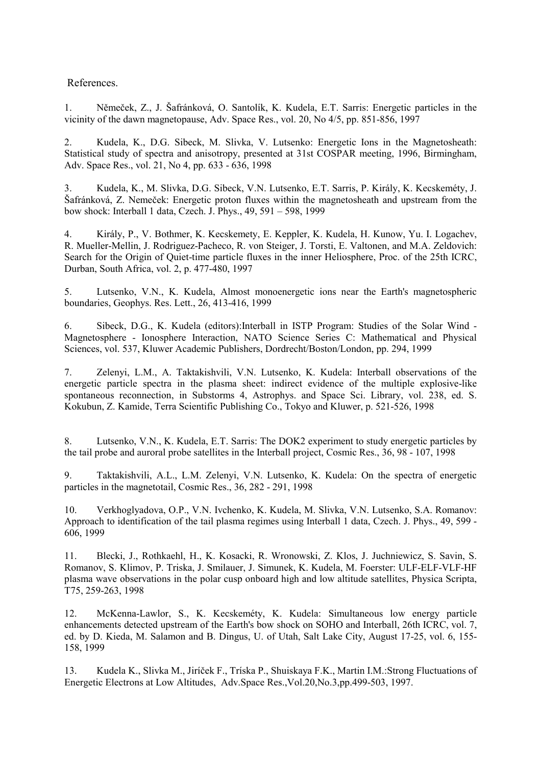References.

1. Němeček, Z., J. Šafránková, O. Santolík, K. Kudela, E.T. Sarris: Energetic particles in the vicinity of the dawn magnetopause, Adv. Space Res., vol. 20, No 4/5, pp. 851-856, 1997

2. Kudela, K., D.G. Sibeck, M. Slivka, V. Lutsenko: Energetic Ions in the Magnetosheath: Statistical study of spectra and anisotropy, presented at 31st COSPAR meeting, 1996, Birmingham, Adv. Space Res., vol. 21, No 4, pp. 633 - 636, 1998

3. Kudela, K., M. Slivka, D.G. Sibeck, V.N. Lutsenko, E.T. Sarris, P. Király, K. Kecskeméty, J. Šafránková, Z. Nemeček: Energetic proton fluxes within the magnetosheath and upstream from the bow shock: Interball 1 data, Czech. J. Phys., 49, 591 – 598, 1999

4. Király, P., V. Bothmer, K. Kecskemety, E. Keppler, K. Kudela, H. Kunow, Yu. I. Logachev, R. Mueller-Mellin, J. Rodriguez-Pacheco, R. von Steiger, J. Torsti, E. Valtonen, and M.A. Zeldovich: Search for the Origin of Quiet-time particle fluxes in the inner Heliosphere, Proc. of the 25th ICRC, Durban, South Africa, vol. 2, p. 477-480, 1997

5. Lutsenko, V.N., K. Kudela, Almost monoenergetic ions near the Earth's magnetospheric boundaries, Geophys. Res. Lett., 26, 413-416, 1999

6. Sibeck, D.G., K. Kudela (editors):Interball in ISTP Program: Studies of the Solar Wind - Magnetosphere - Ionosphere Interaction, NATO Science Series C: Mathematical and Physical Sciences, vol. 537, Kluwer Academic Publishers, Dordrecht/Boston/London, pp. 294, 1999

7. Zelenyi, L.M., A. Taktakishvili, V.N. Lutsenko, K. Kudela: Interball observations of the energetic particle spectra in the plasma sheet: indirect evidence of the multiple explosive-like spontaneous reconnection, in Substorms 4, Astrophys. and Space Sci. Library, vol. 238, ed. S. Kokubun, Z. Kamide, Terra Scientific Publishing Co., Tokyo and Kluwer, p. 521-526, 1998

8. Lutsenko, V.N., K. Kudela, E.T. Sarris: The DOK2 experiment to study energetic particles by the tail probe and auroral probe satellites in the Interball project, Cosmic Res., 36, 98 - 107, 1998

9. Taktakishvili, A.L., L.M. Zelenyi, V.N. Lutsenko, K. Kudela: On the spectra of energetic particles in the magnetotail, Cosmic Res., 36, 282 - 291, 1998

10. Verkhoglyadova, O.P., V.N. Ivchenko, K. Kudela, M. Slivka, V.N. Lutsenko, S.A. Romanov: Approach to identification of the tail plasma regimes using Interball 1 data, Czech. J. Phys., 49, 599 - 606, 1999

11. Blecki, J., Rothkaehl, H., K. Kosacki, R. Wronowski, Z. Klos, J. Juchniewicz, S. Savin, S. Romanov, S. Klimov, P. Triska, J. Smilauer, J. Simunek, K. Kudela, M. Foerster: ULF-ELF-VLF-HF plasma wave observations in the polar cusp onboard high and low altitude satellites, Physica Scripta, T75, 259-263, 1998

12. McKenna-Lawlor, S., K. Kecskeméty, K. Kudela: Simultaneous low energy particle enhancements detected upstream of the Earth's bow shock on SOHO and Interball, 26th ICRC, vol. 7, ed. by D. Kieda, M. Salamon and B. Dingus, U. of Utah, Salt Lake City, August 17-25, vol. 6, 155-158, 1999

13. Kudela K., Slivka M., Jiríček F., Tríska P., Shuiskaya F.K., Martin I.M.:Strong Fluctuations of Energetic Electrons at Low Altitudes, Adv.Space Res.,Vol.20,No.3,pp.499-503, 1997.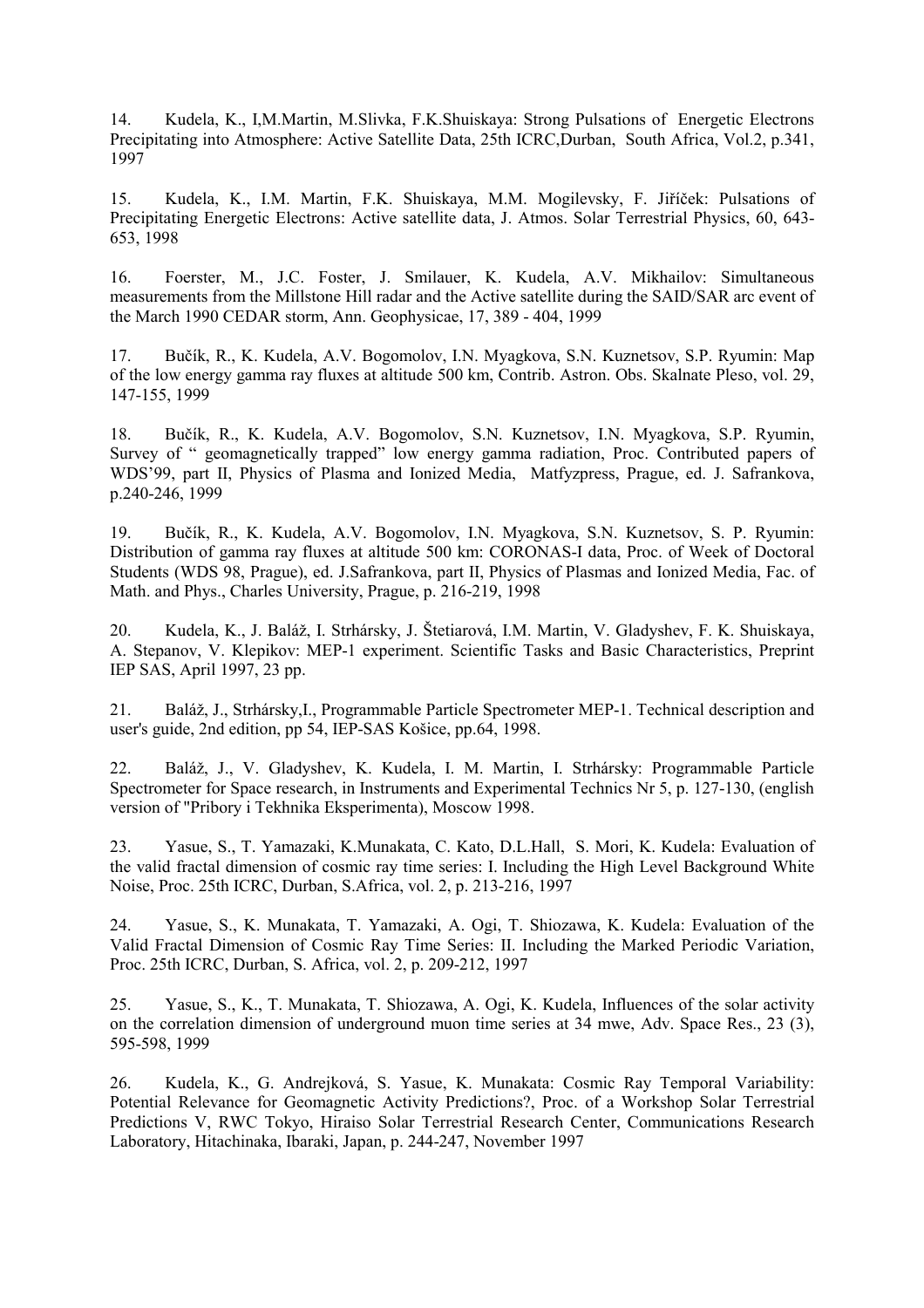14. Kudela, K., I,M.Martin, M.Slivka, F.K.Shuiskaya: Strong Pulsations of Energetic Electrons Precipitating into Atmosphere: Active Satellite Data, 25th ICRC,Durban, South Africa, Vol.2, p.341, 1997

15. Kudela, K., I.M. Martin, F.K. Shuiskaya, M.M. Mogilevsky, F. Jiříček: Pulsations of Precipitating Energetic Electrons: Active satellite data, J. Atmos. Solar Terrestrial Physics, 60, 643-653, 1998

16. Foerster, M., J.C. Foster, J. Smilauer, K. Kudela, A.V. Mikhailov: Simultaneous measurements from the Millstone Hill radar and the Active satellite during the SAID/SAR arc event of the March 1990 CEDAR storm, Ann. Geophysicae, 17, 389 - 404, 1999

17. Bučík, R., K. Kudela, A.V. Bogomolov, I.N. Myagkova, S.N. Kuznetsov, S.P. Ryumin: Map of the low energy gamma ray fluxes at altitude 500 km, Contrib. Astron. Obs. Skalnate Pleso, vol. 29, 147-155, 1999

18. Bučík, R., K. Kudela, A.V. Bogomolov, S.N. Kuznetsov, I.N. Myagkova, S.P. Ryumin, Survey of " geomagnetically trapped" low energy gamma radiation, Proc. Contributed papers of WDS'99, part II, Physics of Plasma and Ionized Media, Matfyzpress, Prague, ed. J. Safrankova, p.240-246, 1999

19. Bučík, R., K. Kudela, A.V. Bogomolov, I.N. Myagkova, S.N. Kuznetsov, S. P. Ryumin: Distribution of gamma ray fluxes at altitude 500 km: CORONAS-I data, Proc. of Week of Doctoral Students (WDS 98, Prague), ed. J.Safrankova, part II, Physics of Plasmas and Ionized Media, Fac. of Math. and Phys., Charles University, Prague, p. 216-219, 1998

20. Kudela, K., J. Baláž, I. Strhársky, J. Štetiarová, I.M. Martin, V. Gladyshev, F. K. Shuiskaya, A. Stepanov, V. Klepikov: MEP-1 experiment. Scientific Tasks and Basic Characteristics, Preprint IEP SAS, April 1997, 23 pp.

21. Baláž, J., Strhársky,I., Programmable Particle Spectrometer MEP-1. Technical description and user's guide, 2nd edition, pp 54, IEP-SAS Košice, pp.64, 1998.

22. Baláž, J., V. Gladyshev, K. Kudela, I. M. Martin, I. Strhársky: Programmable Particle Spectrometer for Space research, in Instruments and Experimental Technics Nr 5, p. 127-130, (english version of "Pribory i Tekhnika Eksperimenta), Moscow 1998.

23. Yasue, S., T. Yamazaki, K.Munakata, C. Kato, D.L.Hall, S. Mori, K. Kudela: Evaluation of the valid fractal dimension of cosmic ray time series: I. Including the High Level Background White Noise, Proc. 25th ICRC, Durban, S.Africa, vol. 2, p. 213-216, 1997

24. Yasue, S., K. Munakata, T. Yamazaki, A. Ogi, T. Shiozawa, K. Kudela: Evaluation of the Valid Fractal Dimension of Cosmic Ray Time Series: II. Including the Marked Periodic Variation, Proc. 25th ICRC, Durban, S. Africa, vol. 2, p. 209-212, 1997

25. Yasue, S., K., T. Munakata, T. Shiozawa, A. Ogi, K. Kudela, Influences of the solar activity on the correlation dimension of underground muon time series at 34 mwe, Adv. Space Res., 23 (3), 595-598, 1999

26. Kudela, K., G. Andrejková, S. Yasue, K. Munakata: Cosmic Ray Temporal Variability: Potential Relevance for Geomagnetic Activity Predictions?, Proc. of a Workshop Solar Terrestrial Predictions V, RWC Tokyo, Hiraiso Solar Terrestrial Research Center, Communications Research Laboratory, Hitachinaka, Ibaraki, Japan, p. 244-247, November 1997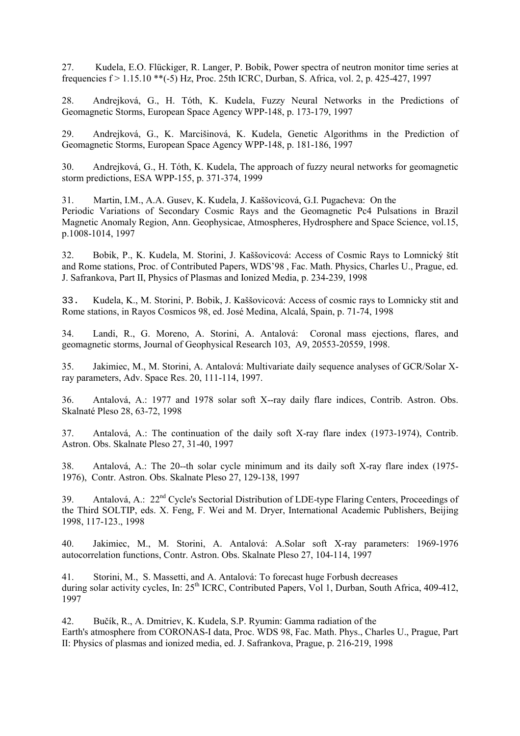27. Kudela, E.O. Flückiger, R. Langer, P. Bobik, Power spectra of neutron monitor time series at frequencies f > 1.15.10 **(-5) Hz, Proc. 25th ICRC, Durban, S. Africa, vol. 2, p. 425-427, 1997

28. Andrejková, G., H. Tóth, K. Kudela, Fuzzy Neural Networks in the Predictions of Geomagnetic Storms, European Space Agency WPP-148, p. 173-179, 1997

29. Andrejková, G., K. Marcišinová, K. Kudela, Genetic Algorithms in the Prediction of Geomagnetic Storms, European Space Agency WPP-148, p. 181-186, 1997

30. Andrejková, G., H. Tóth, K. Kudela, The approach of fuzzy neural networks for geomagnetic storm predictions, ESA WPP-155, p. 371-374, 1999

31. Martin, I.M., A.A. Gusev, K. Kudela, J. Kaššovicová, G.I. Pugacheva: On the Periodic Variations of Secondary Cosmic Rays and the Geomagnetic Pc4 Pulsations in Brazil Magnetic Anomaly Region, Ann. Geophysicae, Atmospheres, Hydrosphere and Space Science, vol.15, p.1008-1014, 1997

32. Bobik, P., K. Kudela, M. Storini, J. Kaššovicová: Access of Cosmic Rays to Lomnický štít and Rome stations, Proc. of Contributed Papers, WDS'98 , Fac. Math. Physics, Charles U., Prague, ed. J. Safrankova, Part II, Physics of Plasmas and Ionized Media, p. 234-239, 1998

33. Kudela, K., M. Storini, P. Bobik, J. Kaššovicová: Access of cosmic rays to Lomnicky stit and Rome stations, in Rayos Cosmicos 98, ed. José Medina, Alcalá, Spain, p. 71-74, 1998

34. Landi, R., G. Moreno, A. Storini, A. Antalová: Coronal mass ejections, flares, and geomagnetic storms, Journal of Geophysical Research 103, A9, 20553-20559, 1998.

35. Jakimiec, M., M. Storini, A. Antalová: Multivariate daily sequence analyses of GCR/Solar X-ray parameters, Adv. Space Res. 20, 111-114, 1997.

36. Antalová, A.: 1977 and 1978 solar soft X--ray daily flare indices, Contrib. Astron. Obs. Skalnaté Pleso 28, 63-72, 1998

37. Antalová, A.: The continuation of the daily soft X-ray flare index (1973-1974), Contrib. Astron. Obs. Skalnate Pleso 27, 31-40, 1997

38. Antalová, A.: The 20--th solar cycle minimum and its daily soft X-ray flare index (1975-1976), Contr. Astron. Obs. Skalnate Pleso 27, 129-138, 1997

39. Antalová, A.: 22nd Cycle's Sectorial Distribution of LDE-type Flaring Centers, Proceedings of the Third SOLTIP, eds. X. Feng, F. Wei and M. Dryer, International Academic Publishers, Beijing 1998, 117-123., 1998

40. Jakimiec, M., M. Storini, A. Antalová: A.Solar soft X-ray parameters: 1969-1976 autocorrelation functions, Contr. Astron. Obs. Skalnate Pleso 27, 104-114, 1997

41. Storini, M., S. Massetti, and A. Antalová: To forecast huge Forbush decreases during solar activity cycles, In: 25th ICRC, Contributed Papers, Vol 1, Durban, South Africa, 409-412, 1997

42. Bučík, R., A. Dmitriev, K. Kudela, S.P. Ryumin: Gamma radiation of the Earth's atmosphere from CORONAS-I data, Proc. WDS 98, Fac. Math. Phys., Charles U., Prague, Part II: Physics of plasmas and ionized media, ed. J. Safrankova, Prague, p. 216-219, 1998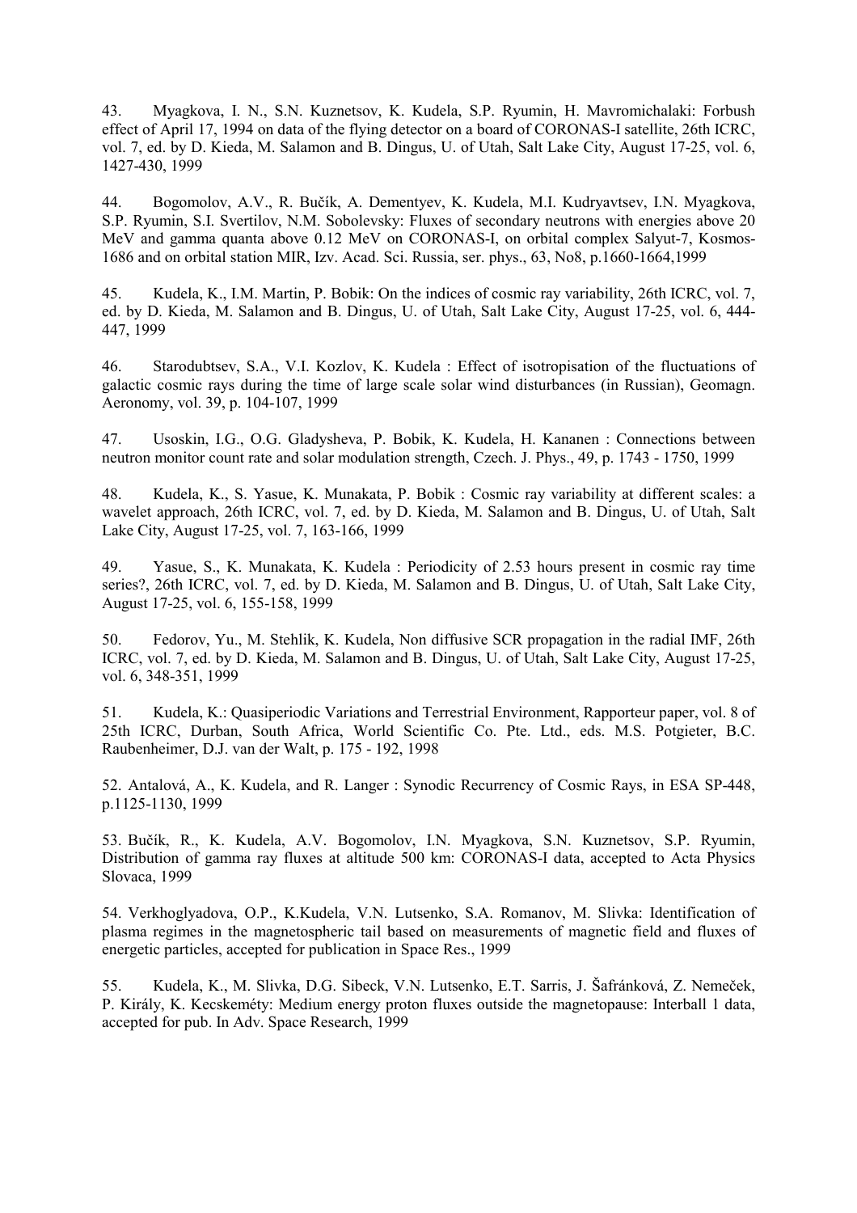43. Myagkova, I. N., S.N. Kuznetsov, K. Kudela, S.P. Ryumin, H. Mavromichalaki: Forbush effect of April 17, 1994 on data of the flying detector on a board of CORONAS-I satellite, 26th ICRC, vol. 7, ed. by D. Kieda, M. Salamon and B. Dingus, U. of Utah, Salt Lake City, August 17-25, vol. 6, 1427-430, 1999

44. Bogomolov, A.V., R. Bučík, A. Dementyev, K. Kudela, M.I. Kudryavtsev, I.N. Myagkova, S.P. Ryumin, S.I. Svertilov, N.M. Sobolevsky: Fluxes of secondary neutrons with energies above 20 MeV and gamma quanta above 0.12 MeV on CORONAS-I, on orbital complex Salyut-7, Kosmos-1686 and on orbital station MIR, Izv. Acad. Sci. Russia, ser. phys., 63, No8, p.1660-1664,1999

45. Kudela, K., I.M. Martin, P. Bobik: On the indices of cosmic ray variability, 26th ICRC, vol. 7, ed. by D. Kieda, M. Salamon and B. Dingus, U. of Utah, Salt Lake City, August 17-25, vol. 6, 444-447, 1999

46. Starodubtsev, S.A., V.I. Kozlov, K. Kudela : Effect of isotropisation of the fluctuations of galactic cosmic rays during the time of large scale solar wind disturbances (in Russian), Geomagn. Aeronomy, vol. 39, p. 104-107, 1999

47. Usoskin, I.G., O.G. Gladysheva, P. Bobik, K. Kudela, H. Kananen : Connections between neutron monitor count rate and solar modulation strength, Czech. J. Phys., 49, p. 1743 - 1750, 1999

48. Kudela, K., S. Yasue, K. Munakata, P. Bobik : Cosmic ray variability at different scales: a wavelet approach, 26th ICRC, vol. 7, ed. by D. Kieda, M. Salamon and B. Dingus, U. of Utah, Salt Lake City, August 17-25, vol. 7, 163-166, 1999

49. Yasue, S., K. Munakata, K. Kudela : Periodicity of 2.53 hours present in cosmic ray time series?, 26th ICRC, vol. 7, ed. by D. Kieda, M. Salamon and B. Dingus, U. of Utah, Salt Lake City, August 17-25, vol. 6, 155-158, 1999

50. Fedorov, Yu., M. Stehlik, K. Kudela, Non diffusive SCR propagation in the radial IMF, 26th ICRC, vol. 7, ed. by D. Kieda, M. Salamon and B. Dingus, U. of Utah, Salt Lake City, August 17-25, vol. 6, 348-351, 1999

51. Kudela, K.: Quasiperiodic Variations and Terrestrial Environment, Rapporteur paper, vol. 8 of 25th ICRC, Durban, South Africa, World Scientific Co. Pte. Ltd., eds. M.S. Potgieter, B.C. Raubenheimer, D.J. van der Walt, p. 175 - 192, 1998

52. Antalová, A., K. Kudela, and R. Langer : Synodic Recurrency of Cosmic Rays, in ESA SP-448, p.1125-1130, 1999

53. Bučík, R., K. Kudela, A.V. Bogomolov, I.N. Myagkova, S.N. Kuznetsov, S.P. Ryumin, Distribution of gamma ray fluxes at altitude 500 km: CORONAS-I data, accepted to Acta Physics Slovaca, 1999

54. Verkhoglyadova, O.P., K.Kudela, V.N. Lutsenko, S.A. Romanov, M. Slivka: Identification of plasma regimes in the magnetospheric tail based on measurements of magnetic field and fluxes of energetic particles, accepted for publication in Space Res., 1999

55. Kudela, K., M. Slivka, D.G. Sibeck, V.N. Lutsenko, E.T. Sarris, J. Šafránková, Z. Nemeček, P. Király, K. Kecskeméty: Medium energy proton fluxes outside the magnetopause: Interball 1 data, accepted for pub. In Adv. Space Research, 1999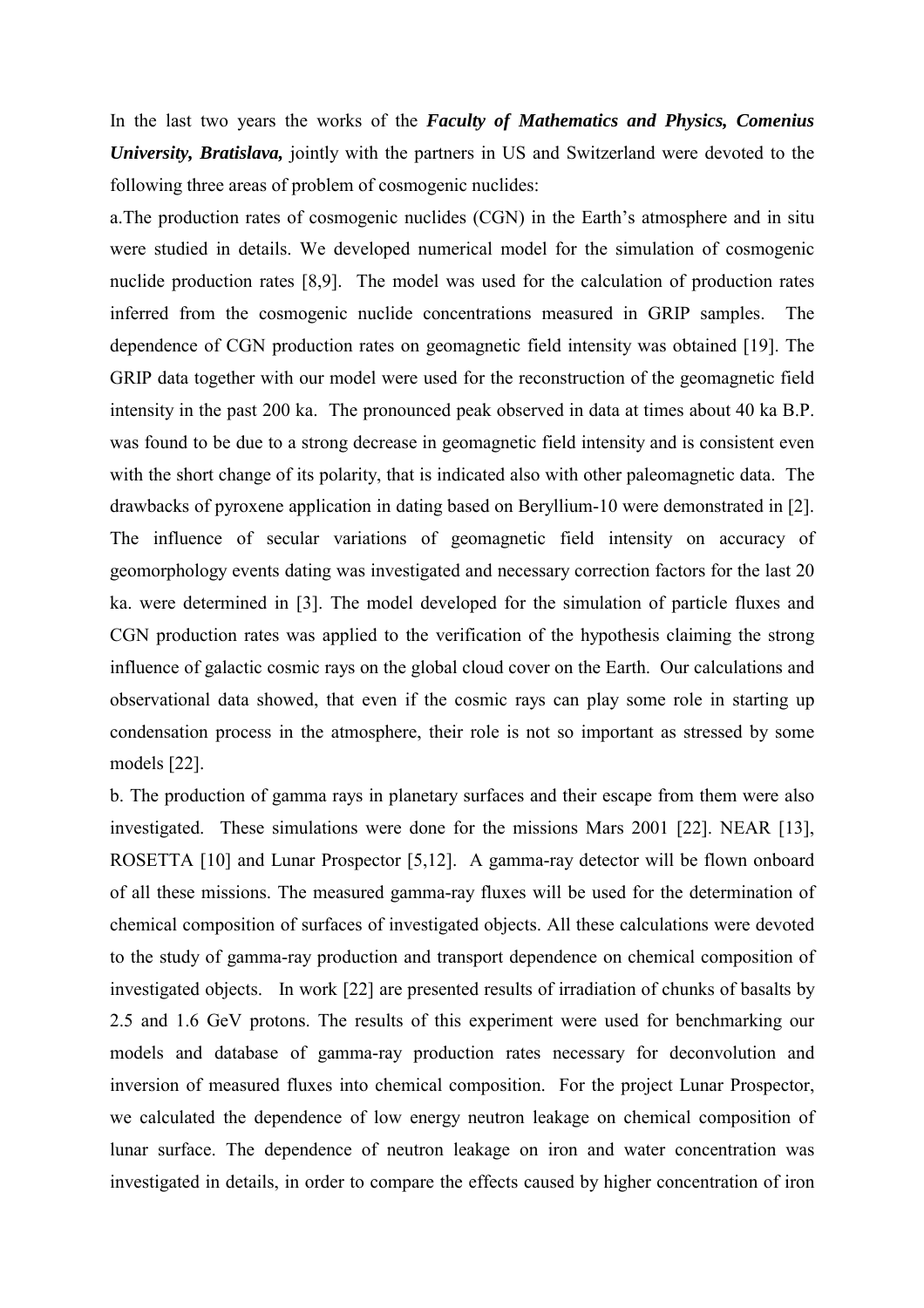In the last two years the works of the ***Faculty of Mathematics and Physics, Comenius University, Bratislava,*** jointly with the partners in US and Switzerland were devoted to the following three areas of problem of cosmogenic nuclides:

a.The production rates of cosmogenic nuclides (CGN) in the Earth's atmosphere and in situ were studied in details. We developed numerical model for the simulation of cosmogenic nuclide production rates [8,9]. The model was used for the calculation of production rates inferred from the cosmogenic nuclide concentrations measured in GRIP samples. The dependence of CGN production rates on geomagnetic field intensity was obtained [19]. The GRIP data together with our model were used for the reconstruction of the geomagnetic field intensity in the past 200 ka. The pronounced peak observed in data at times about 40 ka B.P. was found to be due to a strong decrease in geomagnetic field intensity and is consistent even with the short change of its polarity, that is indicated also with other paleomagnetic data. The drawbacks of pyroxene application in dating based on Beryllium-10 were demonstrated in [2]. The influence of secular variations of geomagnetic field intensity on accuracy of geomorphology events dating was investigated and necessary correction factors for the last 20 ka. were determined in [3]. The model developed for the simulation of particle fluxes and CGN production rates was applied to the verification of the hypothesis claiming the strong influence of galactic cosmic rays on the global cloud cover on the Earth. Our calculations and observational data showed, that even if the cosmic rays can play some role in starting up condensation process in the atmosphere, their role is not so important as stressed by some models [22].

b. The production of gamma rays in planetary surfaces and their escape from them were also investigated. These simulations were done for the missions Mars 2001 [22]. NEAR [13], ROSETTA [10] and Lunar Prospector [5,12]. A gamma-ray detector will be flown onboard of all these missions. The measured gamma-ray fluxes will be used for the determination of chemical composition of surfaces of investigated objects. All these calculations were devoted to the study of gamma-ray production and transport dependence on chemical composition of investigated objects. In work [22] are presented results of irradiation of chunks of basalts by 2.5 and 1.6 GeV protons. The results of this experiment were used for benchmarking our models and database of gamma-ray production rates necessary for deconvolution and inversion of measured fluxes into chemical composition. For the project Lunar Prospector, we calculated the dependence of low energy neutron leakage on chemical composition of lunar surface. The dependence of neutron leakage on iron and water concentration was investigated in details, in order to compare the effects caused by higher concentration of iron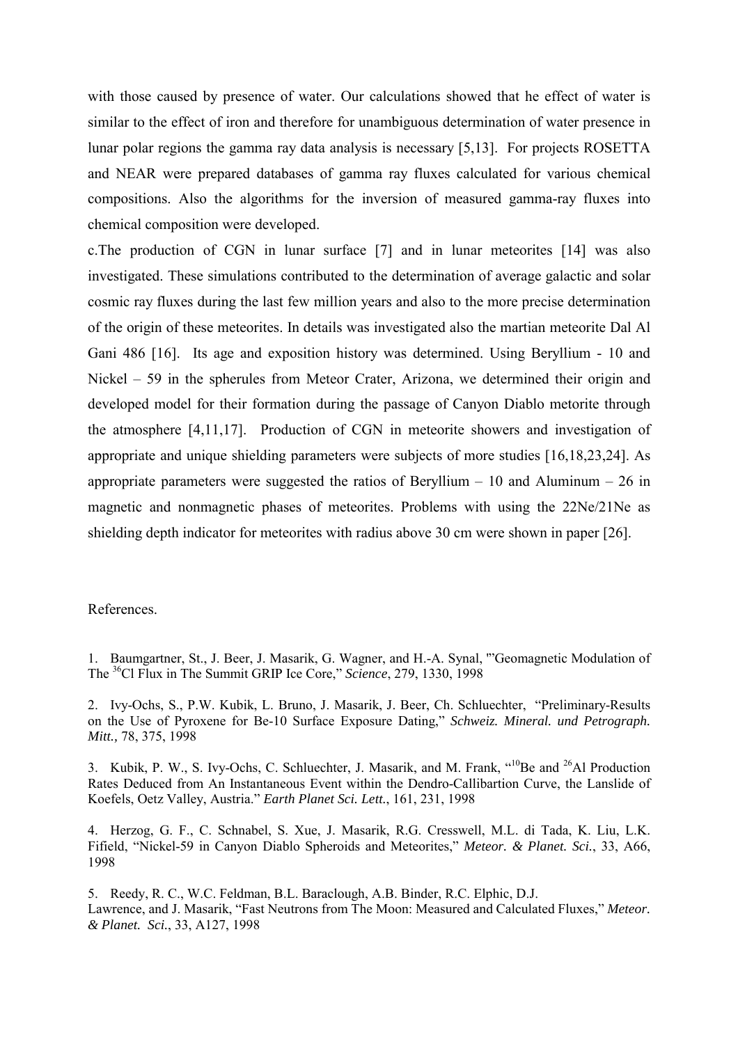with those caused by presence of water. Our calculations showed that he effect of water is similar to the effect of iron and therefore for unambiguous determination of water presence in lunar polar regions the gamma ray data analysis is necessary [5,13]. For projects ROSETTA and NEAR were prepared databases of gamma ray fluxes calculated for various chemical compositions. Also the algorithms for the inversion of measured gamma-ray fluxes into chemical composition were developed.

c.The production of CGN in lunar surface [7] and in lunar meteorites [14] was also investigated. These simulations contributed to the determination of average galactic and solar cosmic ray fluxes during the last few million years and also to the more precise determination of the origin of these meteorites. In details was investigated also the martian meteorite Dal Al Gani 486 [16]. Its age and exposition history was determined. Using Beryllium - 10 and Nickel – 59 in the spherules from Meteor Crater, Arizona, we determined their origin and developed model for their formation during the passage of Canyon Diablo metorite through the atmosphere [4,11,17]. Production of CGN in meteorite showers and investigation of appropriate and unique shielding parameters were subjects of more studies [16,18,23,24]. As appropriate parameters were suggested the ratios of Beryllium – 10 and Aluminum – 26 in magnetic and nonmagnetic phases of meteorites. Problems with using the 22Ne/21Ne as shielding depth indicator for meteorites with radius above 30 cm were shown in paper [26].

References.

1. Baumgartner, St., J. Beer, J. Masarik, G. Wagner, and H.-A. Synal, "'Geomagnetic Modulation of The $^{36}$Cl Flux in The Summit GRIP Ice Core," *Science*, 279, 1330, 1998

2. Ivy-Ochs, S., P.W. Kubik, L. Bruno, J. Masarik, J. Beer, Ch. Schluechter, "Preliminary-Results on the Use of Pyroxene for Be-10 Surface Exposure Dating," *Schweiz. Mineral. und Petrograph. Mitt.,* 78, 375, 1998

3. Kubik, P. W., S. Ivy-Ochs, C. Schluechter, J. Masarik, and M. Frank, "$^{10}$Be and $^{26}$Al Production Rates Deduced from An Instantaneous Event within the Dendro-Callibartion Curve, the Lanslide of Koefels, Oetz Valley, Austria." *Earth Planet Sci. Lett.*, 161, 231, 1998

4. Herzog, G. F., C. Schnabel, S. Xue, J. Masarik, R.G. Cresswell, M.L. di Tada, K. Liu, L.K. Fifield, "Nickel-59 in Canyon Diablo Spheroids and Meteorites," *Meteor. & Planet. Sci.*, 33, A66, 1998

5. Reedy, R. C., W.C. Feldman, B.L. Baraclough, A.B. Binder, R.C. Elphic, D.J. Lawrence, and J. Masarik, "Fast Neutrons from The Moon: Measured and Calculated Fluxes," *Meteor. & Planet. Sci.*, 33, A127, 1998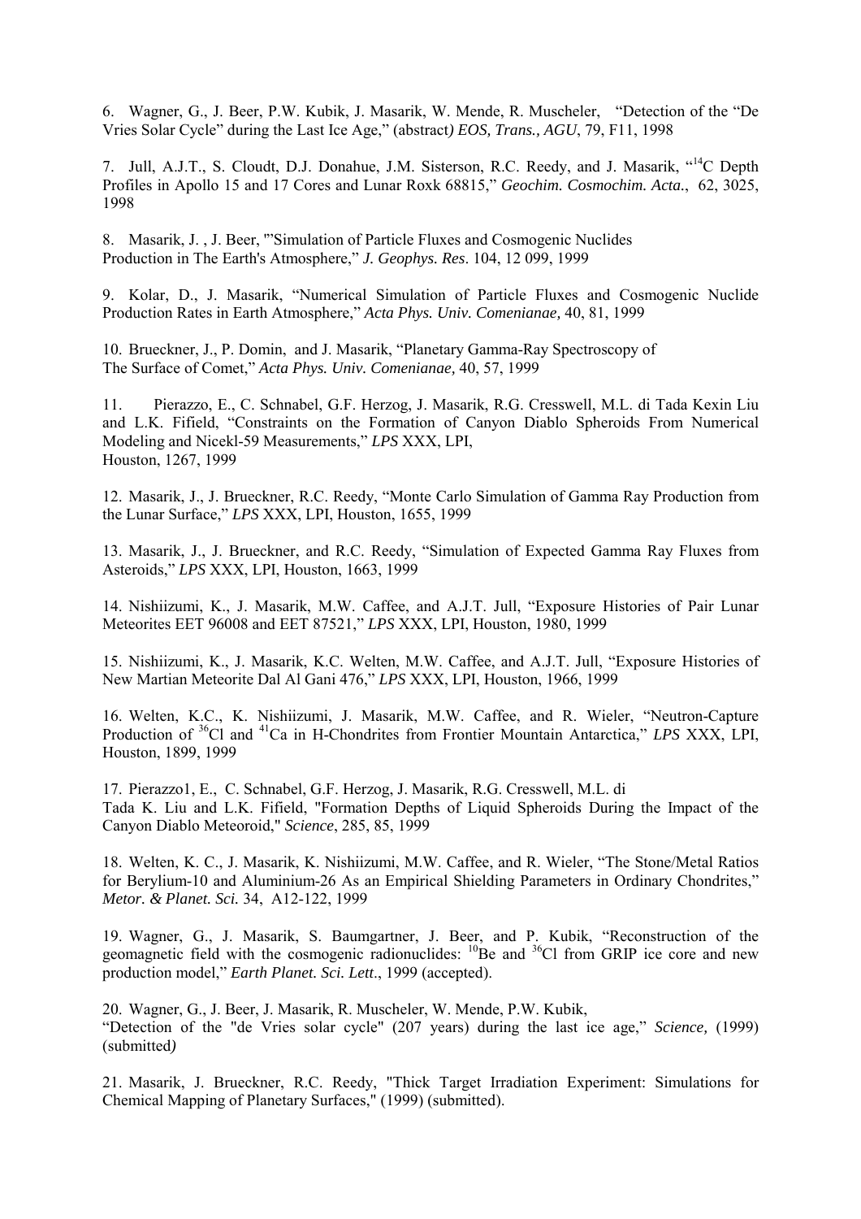6. Wagner, G., J. Beer, P.W. Kubik, J. Masarik, W. Mende, R. Muscheler, "Detection of the "De Vries Solar Cycle" during the Last Ice Age," (abstract*) EOS, Trans., AGU*, 79, F11, 1998

7. Jull, A.J.T., S. Cloudt, D.J. Donahue, J.M. Sisterson, R.C. Reedy, and J. Masarik, "$^{14}$C Depth Profiles in Apollo 15 and 17 Cores and Lunar Roxk 68815," *Geochim. Cosmochim. Acta.*, 62, 3025, 1998

8. Masarik, J. , J. Beer, "'Simulation of Particle Fluxes and Cosmogenic Nuclides Production in The Earth's Atmosphere," *J. Geophys. Res*. 104, 12 099, 1999

9. Kolar, D., J. Masarik, "Numerical Simulation of Particle Fluxes and Cosmogenic Nuclide Production Rates in Earth Atmosphere," *Acta Phys. Univ. Comenianae,* 40, 81, 1999

10. Brueckner, J., P. Domin, and J. Masarik, "Planetary Gamma-Ray Spectroscopy of The Surface of Comet," *Acta Phys. Univ. Comenianae,* 40, 57, 1999

11. Pierazzo, E., C. Schnabel, G.F. Herzog, J. Masarik, R.G. Cresswell, M.L. di Tada Kexin Liu and L.K. Fifield, "Constraints on the Formation of Canyon Diablo Spheroids From Numerical Modeling and Nicekl-59 Measurements," *LPS* XXX, LPI, Houston, 1267, 1999

12. Masarik, J., J. Brueckner, R.C. Reedy, "Monte Carlo Simulation of Gamma Ray Production from the Lunar Surface," *LPS* XXX, LPI, Houston, 1655, 1999

13. Masarik, J., J. Brueckner, and R.C. Reedy, "Simulation of Expected Gamma Ray Fluxes from Asteroids," *LPS* XXX, LPI, Houston, 1663, 1999

14. Nishiizumi, K., J. Masarik, M.W. Caffee, and A.J.T. Jull, "Exposure Histories of Pair Lunar Meteorites EET 96008 and EET 87521," *LPS* XXX, LPI, Houston, 1980, 1999

15. Nishiizumi, K., J. Masarik, K.C. Welten, M.W. Caffee, and A.J.T. Jull, "Exposure Histories of New Martian Meteorite Dal Al Gani 476," *LPS* XXX, LPI, Houston, 1966, 1999

16. Welten, K.C., K. Nishiizumi, J. Masarik, M.W. Caffee, and R. Wieler, "Neutron-Capture Production of $^{36}$Cl and $^{41}$Ca in H-Chondrites from Frontier Mountain Antarctica," *LPS* XXX, LPI, Houston, 1899, 1999

17. Pierazzo1, E., C. Schnabel, G.F. Herzog, J. Masarik, R.G. Cresswell, M.L. di Tada K. Liu and L.K. Fifield, "Formation Depths of Liquid Spheroids During the Impact of the Canyon Diablo Meteoroid," *Science*, 285, 85, 1999

18. Welten, K. C., J. Masarik, K. Nishiizumi, M.W. Caffee, and R. Wieler, "The Stone/Metal Ratios for Berylium-10 and Aluminium-26 As an Empirical Shielding Parameters in Ordinary Chondrites," *Metor. & Planet. Sci.* 34, A12-122, 1999

19. Wagner, G., J. Masarik, S. Baumgartner, J. Beer, and P. Kubik, "Reconstruction of the geomagnetic field with the cosmogenic radionuclides: $^{10}$Be and $^{36}$Cl from GRIP ice core and new production model," *Earth Planet. Sci. Lett*., 1999 (accepted).

20. Wagner, G., J. Beer, J. Masarik, R. Muscheler, W. Mende, P.W. Kubik, "Detection of the "de Vries solar cycle" (207 years) during the last ice age," *Science,* (1999) (submitted*)*

21. Masarik, J. Brueckner, R.C. Reedy, "Thick Target Irradiation Experiment: Simulations for Chemical Mapping of Planetary Surfaces," (1999) (submitted).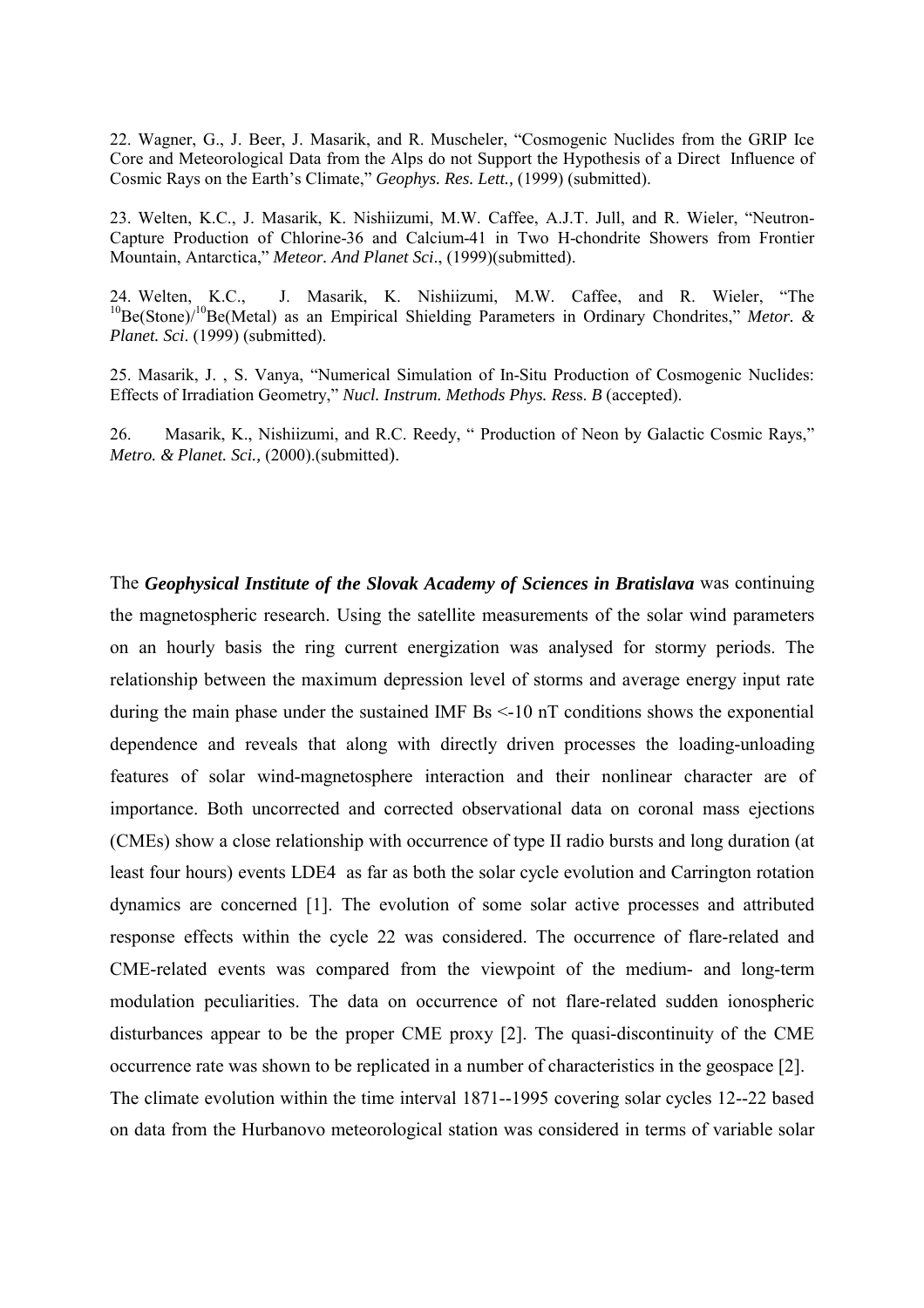22. Wagner, G., J. Beer, J. Masarik, and R. Muscheler, "Cosmogenic Nuclides from the GRIP Ice Core and Meteorological Data from the Alps do not Support the Hypothesis of a Direct Influence of Cosmic Rays on the Earth's Climate," *Geophys. Res. Lett.,* (1999) (submitted).

23. Welten, K.C., J. Masarik, K. Nishiizumi, M.W. Caffee, A.J.T. Jull, and R. Wieler, "Neutron-Capture Production of Chlorine-36 and Calcium-41 in Two H-chondrite Showers from Frontier Mountain, Antarctica," *Meteor. And Planet Sci*., (1999)(submitted).

24. Welten, K.C., J. Masarik, K. Nishiizumi, M.W. Caffee, and R. Wieler, "The $^{10}$Be(Stone)/$^{10}$Be(Metal) as an Empirical Shielding Parameters in Ordinary Chondrites," *Metor. & Planet. Sci*. (1999) (submitted).

25. Masarik, J. , S. Vanya, "Numerical Simulation of In-Situ Production of Cosmogenic Nuclides: Effects of Irradiation Geometry," *Nucl. Instrum. Methods Phys. Res*s. *B* (accepted).

26. Masarik, K., Nishiizumi, and R.C. Reedy, " Production of Neon by Galactic Cosmic Rays," *Metro. & Planet. Sci.,* (2000).(submitted).

The ***Geophysical Institute of the Slovak Academy of Sciences in Bratislava*** was continuing the magnetospheric research. Using the satellite measurements of the solar wind parameters on an hourly basis the ring current energization was analysed for stormy periods. The relationship between the maximum depression level of storms and average energy input rate during the main phase under the sustained IMF Bs <-10 nT conditions shows the exponential dependence and reveals that along with directly driven processes the loading-unloading features of solar wind-magnetosphere interaction and their nonlinear character are of importance. Both uncorrected and corrected observational data on coronal mass ejections (CMEs) show a close relationship with occurrence of type II radio bursts and long duration (at least four hours) events LDE4 as far as both the solar cycle evolution and Carrington rotation dynamics are concerned [1]. The evolution of some solar active processes and attributed response effects within the cycle 22 was considered. The occurrence of flare-related and CME-related events was compared from the viewpoint of the medium- and long-term modulation peculiarities. The data on occurrence of not flare-related sudden ionospheric disturbances appear to be the proper CME proxy [2]. The quasi-discontinuity of the CME occurrence rate was shown to be replicated in a number of characteristics in the geospace [2]. The climate evolution within the time interval 1871--1995 covering solar cycles 12--22 based on data from the Hurbanovo meteorological station was considered in terms of variable solar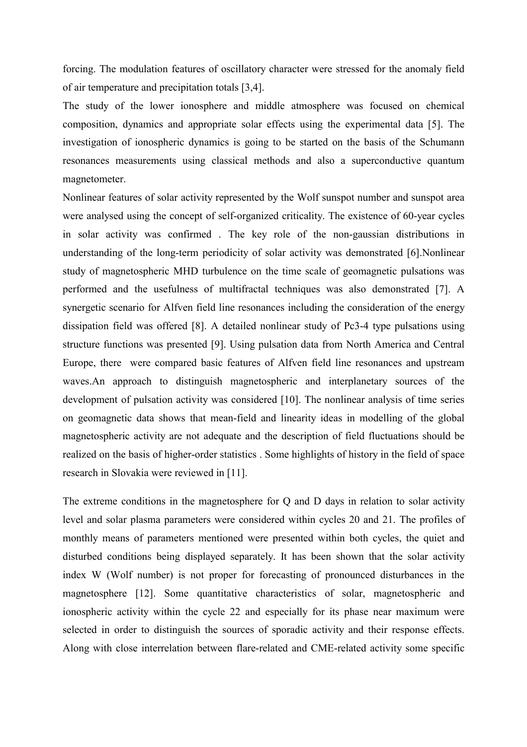forcing. The modulation features of oscillatory character were stressed for the anomaly field of air temperature and precipitation totals [3,4].

The study of the lower ionosphere and middle atmosphere was focused on chemical composition, dynamics and appropriate solar effects using the experimental data [5]. The investigation of ionospheric dynamics is going to be started on the basis of the Schumann resonances measurements using classical methods and also a superconductive quantum magnetometer.

Nonlinear features of solar activity represented by the Wolf sunspot number and sunspot area were analysed using the concept of self-organized criticality. The existence of 60-year cycles in solar activity was confirmed . The key role of the non-gaussian distributions in understanding of the long-term periodicity of solar activity was demonstrated [6].Nonlinear study of magnetospheric MHD turbulence on the time scale of geomagnetic pulsations was performed and the usefulness of multifractal techniques was also demonstrated [7]. A synergetic scenario for Alfven field line resonances including the consideration of the energy dissipation field was offered [8]. A detailed nonlinear study of Pc3-4 type pulsations using structure functions was presented [9]. Using pulsation data from North America and Central Europe, there were compared basic features of Alfven field line resonances and upstream waves.An approach to distinguish magnetospheric and interplanetary sources of the development of pulsation activity was considered [10]. The nonlinear analysis of time series on geomagnetic data shows that mean-field and linearity ideas in modelling of the global magnetospheric activity are not adequate and the description of field fluctuations should be realized on the basis of higher-order statistics . Some highlights of history in the field of space research in Slovakia were reviewed in [11].

The extreme conditions in the magnetosphere for Q and D days in relation to solar activity level and solar plasma parameters were considered within cycles 20 and 21. The profiles of monthly means of parameters mentioned were presented within both cycles, the quiet and disturbed conditions being displayed separately. It has been shown that the solar activity index W (Wolf number) is not proper for forecasting of pronounced disturbances in the magnetosphere [12]. Some quantitative characteristics of solar, magnetospheric and ionospheric activity within the cycle 22 and especially for its phase near maximum were selected in order to distinguish the sources of sporadic activity and their response effects. Along with close interrelation between flare-related and CME-related activity some specific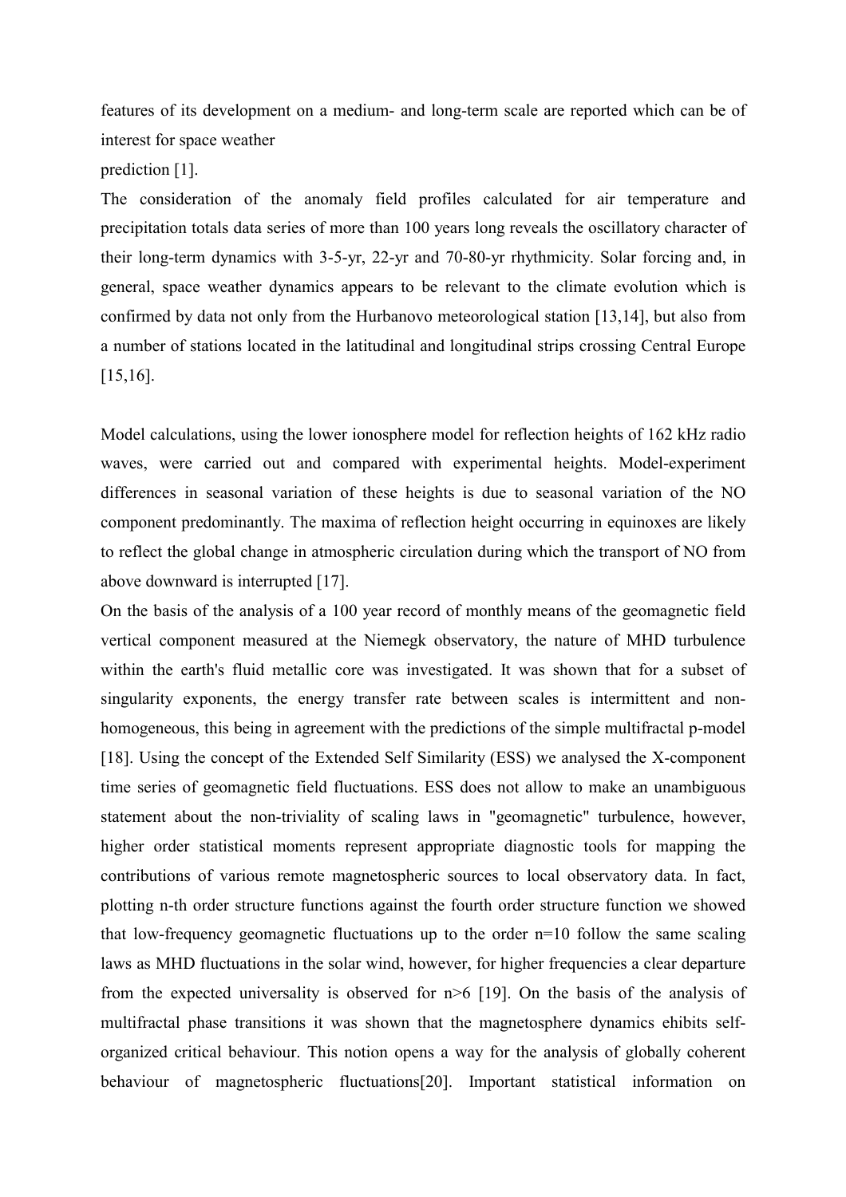features of its development on a medium- and long-term scale are reported which can be of interest for space weather

prediction [1].

The consideration of the anomaly field profiles calculated for air temperature and precipitation totals data series of more than 100 years long reveals the oscillatory character of their long-term dynamics with 3-5-yr, 22-yr and 70-80-yr rhythmicity. Solar forcing and, in general, space weather dynamics appears to be relevant to the climate evolution which is confirmed by data not only from the Hurbanovo meteorological station [13,14], but also from a number of stations located in the latitudinal and longitudinal strips crossing Central Europe [15,16].

Model calculations, using the lower ionosphere model for reflection heights of 162 kHz radio waves, were carried out and compared with experimental heights. Model-experiment differences in seasonal variation of these heights is due to seasonal variation of the NO component predominantly. The maxima of reflection height occurring in equinoxes are likely to reflect the global change in atmospheric circulation during which the transport of NO from above downward is interrupted [17].

On the basis of the analysis of a 100 year record of monthly means of the geomagnetic field vertical component measured at the Niemegk observatory, the nature of MHD turbulence within the earth's fluid metallic core was investigated. It was shown that for a subset of singularity exponents, the energy transfer rate between scales is intermittent and non-homogeneous, this being in agreement with the predictions of the simple multifractal p-model [18]. Using the concept of the Extended Self Similarity (ESS) we analysed the X-component time series of geomagnetic field fluctuations. ESS does not allow to make an unambiguous statement about the non-triviality of scaling laws in "geomagnetic" turbulence, however, higher order statistical moments represent appropriate diagnostic tools for mapping the contributions of various remote magnetospheric sources to local observatory data. In fact, plotting n-th order structure functions against the fourth order structure function we showed that low-frequency geomagnetic fluctuations up to the order $n=10$ follow the same scaling laws as MHD fluctuations in the solar wind, however, for higher frequencies a clear departure from the expected universality is observed for $n>6$ [19]. On the basis of the analysis of multifractal phase transitions it was shown that the magnetosphere dynamics ehibits self-organized critical behaviour. This notion opens a way for the analysis of globally coherent behaviour of magnetospheric fluctuations[20]. Important statistical information on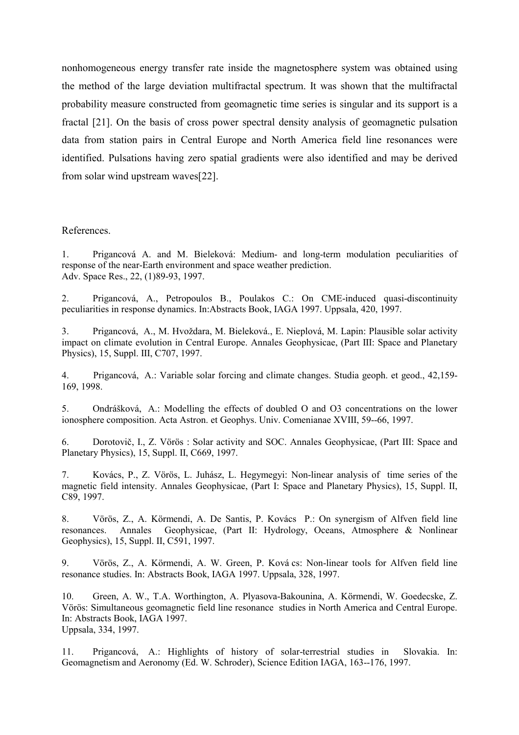nonhomogeneous energy transfer rate inside the magnetosphere system was obtained using the method of the large deviation multifractal spectrum. It was shown that the multifractal probability measure constructed from geomagnetic time series is singular and its support is a fractal [21]. On the basis of cross power spectral density analysis of geomagnetic pulsation data from station pairs in Central Europe and North America field line resonances were identified. Pulsations having zero spatial gradients were also identified and may be derived from solar wind upstream waves[22].

References.

1. Prigancová A. and M. Bieleková: Medium- and long-term modulation peculiarities of response of the near-Earth environment and space weather prediction. Adv. Space Res., 22, (1)89-93, 1997.

2. Prigancová, A., Petropoulos B., Poulakos C.: On CME-induced quasi-discontinuity peculiarities in response dynamics. In:Abstracts Book, IAGA 1997. Uppsala, 420, 1997.

3. Prigancová, A., M. Hvoždara, M. Bieleková., E. Nieplová, M. Lapin: Plausible solar activity impact on climate evolution in Central Europe. Annales Geophysicae, (Part III: Space and Planetary Physics), 15, Suppl. III, C707, 1997.

4. Prigancová, A.: Variable solar forcing and climate changes. Studia geoph. et geod., 42,159-169, 1998.

5. Ondrášková, A.: Modelling the effects of doubled O and O3 concentrations on the lower ionosphere composition. Acta Astron. et Geophys. Univ. Comenianae XVIII, 59--66, 1997.

6. Dorotovič, I., Z. Vörös : Solar activity and SOC. Annales Geophysicae, (Part III: Space and Planetary Physics), 15, Suppl. II, C669, 1997.

7. Kovács, P., Z. Vörös, L. Juhász, L. Hegymegyi: Non-linear analysis of time series of the magnetic field intensity. Annales Geophysicae, (Part I: Space and Planetary Physics), 15, Suppl. II, C89, 1997.

8. Vörös, Z., A. Körmendi, A. De Santis, P. Kovács P.: On synergism of Alfven field line resonances. Annales Geophysicae, (Part II: Hydrology, Oceans, Atmosphere & Nonlinear Geophysics), 15, Suppl. II, C591, 1997.

9. Vörös, Z., A. Körmendi, A. W. Green, P. Ková cs: Non-linear tools for Alfven field line resonance studies. In: Abstracts Book, IAGA 1997. Uppsala, 328, 1997.

10. Green, A. W., T.A. Worthington, A. Plyasova-Bakounina, A. Körmendi, W. Goedecske, Z. Vörös: Simultaneous geomagnetic field line resonance studies in North America and Central Europe. In: Abstracts Book, IAGA 1997. Uppsala, 334, 1997.

11. Prigancová, A.: Highlights of history of solar-terrestrial studies in Slovakia. In: Geomagnetism and Aeronomy (Ed. W. Schroder), Science Edition IAGA, 163--176, 1997.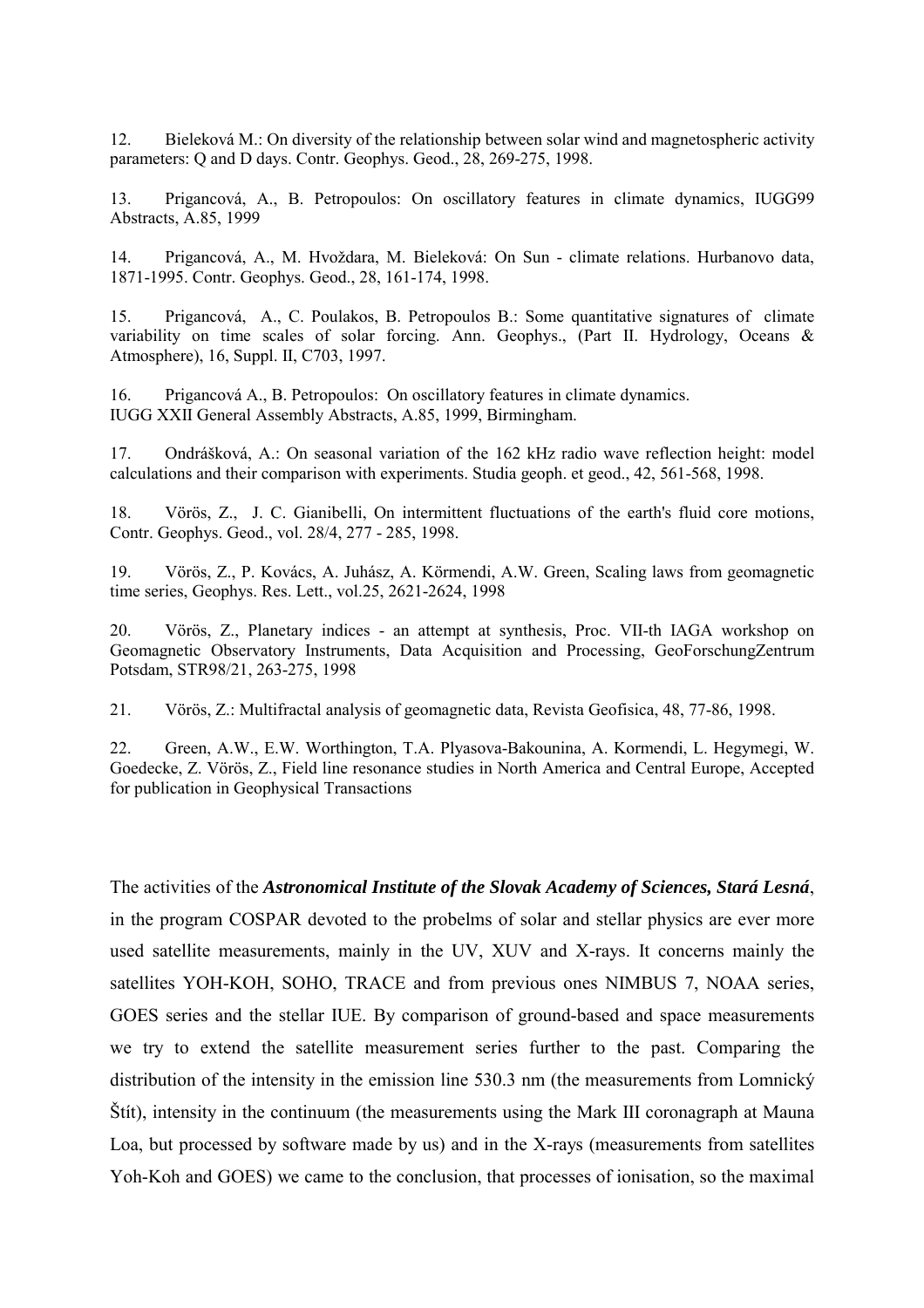12. Bieleková M.: On diversity of the relationship between solar wind and magnetospheric activity parameters: Q and D days. Contr. Geophys. Geod., 28, 269-275, 1998.

13. Prigancová, A., B. Petropoulos: On oscillatory features in climate dynamics, IUGG99 Abstracts, A.85, 1999

14. Prigancová, A., M. Hvoždara, M. Bieleková: On Sun - climate relations. Hurbanovo data, 1871-1995. Contr. Geophys. Geod., 28, 161-174, 1998.

15. Prigancová, A., C. Poulakos, B. Petropoulos B.: Some quantitative signatures of climate variability on time scales of solar forcing. Ann. Geophys., (Part II. Hydrology, Oceans & Atmosphere), 16, Suppl. II, C703, 1997.

16. Prigancová A., B. Petropoulos: On oscillatory features in climate dynamics. IUGG XXII General Assembly Abstracts, A.85, 1999, Birmingham.

17. Ondrášková, A.: On seasonal variation of the 162 kHz radio wave reflection height: model calculations and their comparison with experiments. Studia geoph. et geod., 42, 561-568, 1998.

18. Vörös, Z., J. C. Gianibelli, On intermittent fluctuations of the earth's fluid core motions, Contr. Geophys. Geod., vol. 28/4, 277 - 285, 1998.

19. Vörös, Z., P. Kovács, A. Juhász, A. Körmendi, A.W. Green, Scaling laws from geomagnetic time series, Geophys. Res. Lett., vol.25, 2621-2624, 1998

20. Vörös, Z., Planetary indices - an attempt at synthesis, Proc. VII-th IAGA workshop on Geomagnetic Observatory Instruments, Data Acquisition and Processing, GeoForschungZentrum Potsdam, STR98/21, 263-275, 1998

21. Vörös, Z.: Multifractal analysis of geomagnetic data, Revista Geofisica, 48, 77-86, 1998.

22. Green, A.W., E.W. Worthington, T.A. Plyasova-Bakounina, A. Kormendi, L. Hegymegi, W. Goedecke, Z. Vörös, Z., Field line resonance studies in North America and Central Europe, Accepted for publication in Geophysical Transactions

The activities of the ***Astronomical Institute of the Slovak Academy of Sciences, Stará Lesná***, in the program COSPAR devoted to the probelms of solar and stellar physics are ever more used satellite measurements, mainly in the UV, XUV and X-rays. It concerns mainly the satellites YOH-KOH, SOHO, TRACE and from previous ones NIMBUS 7, NOAA series, GOES series and the stellar IUE. By comparison of ground-based and space measurements we try to extend the satellite measurement series further to the past. Comparing the distribution of the intensity in the emission line 530.3 nm (the measurements from Lomnický Štít), intensity in the continuum (the measurements using the Mark III coronagraph at Mauna Loa, but processed by software made by us) and in the X-rays (measurements from satellites Yoh-Koh and GOES) we came to the conclusion, that processes of ionisation, so the maximal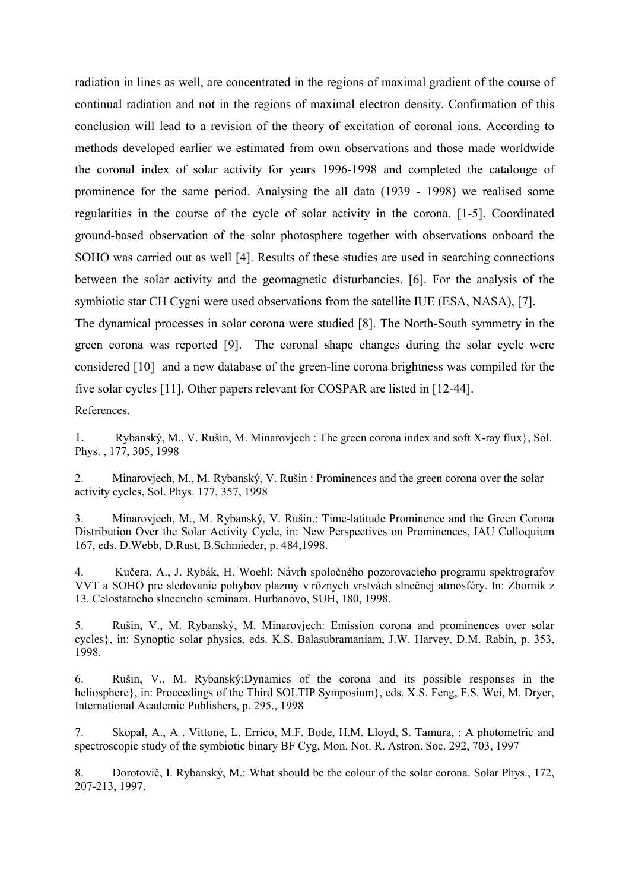radiation in lines as well, are concentrated in the regions of maximal gradient of the course of continual radiation and not in the regions of maximal electron density. Confirmation of this conclusion will lead to a revision of the theory of excitation of coronal ions. According to methods developed earlier we estimated from own observations and those made worldwide the coronal index of solar activity for years 1996-1998 and completed the catalouge of prominence for the same period. Analysing the all data (1939 - 1998) we realised some regularities in the course of the cycle of solar activity in the corona. [1-5]. Coordinated ground-based observation of the solar photosphere together with observations onboard the SOHO was carried out as well [4]. Results of these studies are used in searching connections between the solar activity and the geomagnetic disturbancies. [6]. For the analysis of the symbiotic star CH Cygni were used observations from the satellite IUE (ESA, NASA), [7].

The dynamical processes in solar corona were studied [8]. The North-South symmetry in the green corona was reported [9]. The coronal shape changes during the solar cycle were considered [10] and a new database of the green-line corona brightness was compiled for the five solar cycles [11]. Other papers relevant for COSPAR are listed in [12-44].

References.

1. Rybanský, M., V. Rušin, M. Minarovjech : The green corona index and soft X-ray flux}, Sol. Phys. , 177, 305, 1998

2. Minarovjech, M., M. Rybanský, V. Rušin : Prominences and the green corona over the solar activity cycles, Sol. Phys. 177, 357, 1998

3. Minarovjech, M., M. Rybanský, V. Rušin.: Time-latitude Prominence and the Green Corona Distribution Over the Solar Activity Cycle, in: New Perspectives on Prominences, IAU Colloquium 167, eds. D.Webb, D.Rust, B.Schmieder, p. 484,1998.

4. Kučera, A., J. Rybák, H. Woehl: Návrh spoločného pozorovacieho programu spektrografov VVT a SOHO pre sledovanie pohybov plazmy v rôznych vrstvách slnečnej atmosféry. In: Zbornik z 13. Celostatneho slnecneho seminara. Hurbanovo, SUH, 180, 1998.

5. Rušin, V., M. Rybanský, M. Minarovjech: Emission corona and prominences over solar cycles}, in: Synoptic solar physics, eds. K.S. Balasubramaniam, J.W. Harvey, D.M. Rabin, p. 353, 1998.

6. Rušin, V., M. Rybanský:Dynamics of the corona and its possible responses in the heliosphere}, in: Proceedings of the Third SOLTIP Symposium}, eds. X.S. Feng, F.S. Wei, M. Dryer, International Academic Publishers, p. 295., 1998

7. Skopal, A., A . Vittone, L. Errico, M.F. Bode, H.M. Lloyd, S. Tamura, : A photometric and spectroscopic study of the symbiotic binary BF Cyg, Mon. Not. R. Astron. Soc. 292, 703, 1997

8. Dorotovič, I. Rybanský, M.: What should be the colour of the solar corona. Solar Phys., 172, 207-213, 1997.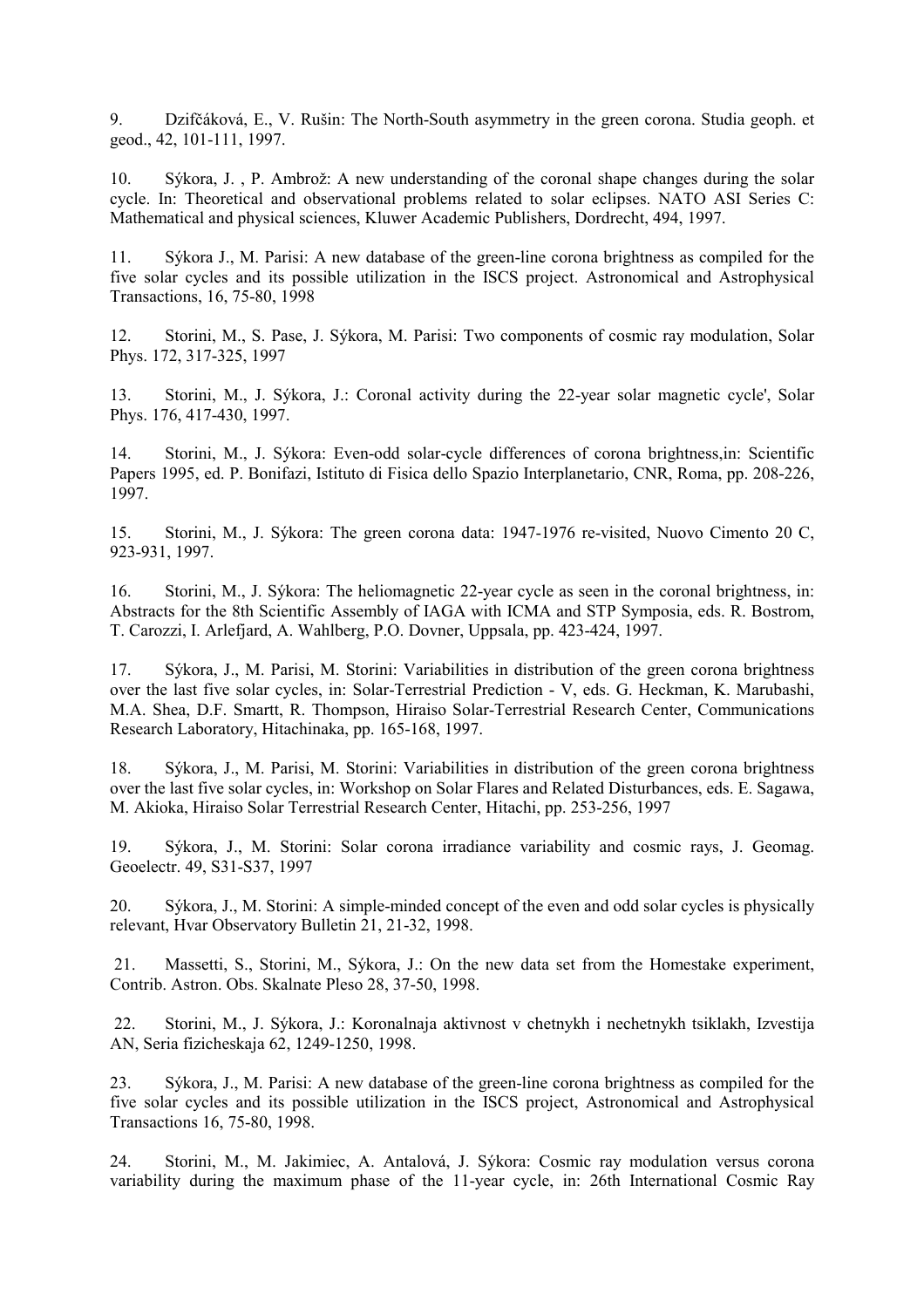9. Dzifčáková, E., V. Rušin: The North-South asymmetry in the green corona. Studia geoph. et geod., 42, 101-111, 1997.

10. Sýkora, J. , P. Ambrož: A new understanding of the coronal shape changes during the solar cycle. In: Theoretical and observational problems related to solar eclipses. NATO ASI Series C: Mathematical and physical sciences, Kluwer Academic Publishers, Dordrecht, 494, 1997.

11. Sýkora J., M. Parisi: A new database of the green-line corona brightness as compiled for the five solar cycles and its possible utilization in the ISCS project. Astronomical and Astrophysical Transactions, 16, 75-80, 1998

12. Storini, M., S. Pase, J. Sýkora, M. Parisi: Two components of cosmic ray modulation, Solar Phys. 172, 317-325, 1997

13. Storini, M., J. Sýkora, J.: Coronal activity during the 22-year solar magnetic cycle', Solar Phys. 176, 417-430, 1997.

14. Storini, M., J. Sýkora: Even-odd solar-cycle differences of corona brightness,in: Scientific Papers 1995, ed. P. Bonifazi, Istituto di Fisica dello Spazio Interplanetario, CNR, Roma, pp. 208-226, 1997.

15. Storini, M., J. Sýkora: The green corona data: 1947-1976 re-visited, Nuovo Cimento 20 C, 923-931, 1997.

16. Storini, M., J. Sýkora: The heliomagnetic 22-year cycle as seen in the coronal brightness, in: Abstracts for the 8th Scientific Assembly of IAGA with ICMA and STP Symposia, eds. R. Bostrom, T. Carozzi, I. Arlefjard, A. Wahlberg, P.O. Dovner, Uppsala, pp. 423-424, 1997.

17. Sýkora, J., M. Parisi, M. Storini: Variabilities in distribution of the green corona brightness over the last five solar cycles, in: Solar-Terrestrial Prediction - V, eds. G. Heckman, K. Marubashi, M.A. Shea, D.F. Smartt, R. Thompson, Hiraiso Solar-Terrestrial Research Center, Communications Research Laboratory, Hitachinaka, pp. 165-168, 1997.

18. Sýkora, J., M. Parisi, M. Storini: Variabilities in distribution of the green corona brightness over the last five solar cycles, in: Workshop on Solar Flares and Related Disturbances, eds. E. Sagawa, M. Akioka, Hiraiso Solar Terrestrial Research Center, Hitachi, pp. 253-256, 1997

19. Sýkora, J., M. Storini: Solar corona irradiance variability and cosmic rays, J. Geomag. Geoelectr. 49, S31-S37, 1997

20. Sýkora, J., M. Storini: A simple-minded concept of the even and odd solar cycles is physically relevant, Hvar Observatory Bulletin 21, 21-32, 1998.

21. Massetti, S., Storini, M., Sýkora, J.: On the new data set from the Homestake experiment, Contrib. Astron. Obs. Skalnate Pleso 28, 37-50, 1998.

22. Storini, M., J. Sýkora, J.: Koronalnaja aktivnost v chetnykh i nechetnykh tsiklakh, Izvestija AN, Seria fizicheskaja 62, 1249-1250, 1998.

23. Sýkora, J., M. Parisi: A new database of the green-line corona brightness as compiled for the five solar cycles and its possible utilization in the ISCS project, Astronomical and Astrophysical Transactions 16, 75-80, 1998.

24. Storini, M., M. Jakimiec, A. Antalová, J. Sýkora: Cosmic ray modulation versus corona variability during the maximum phase of the 11-year cycle, in: 26th International Cosmic Ray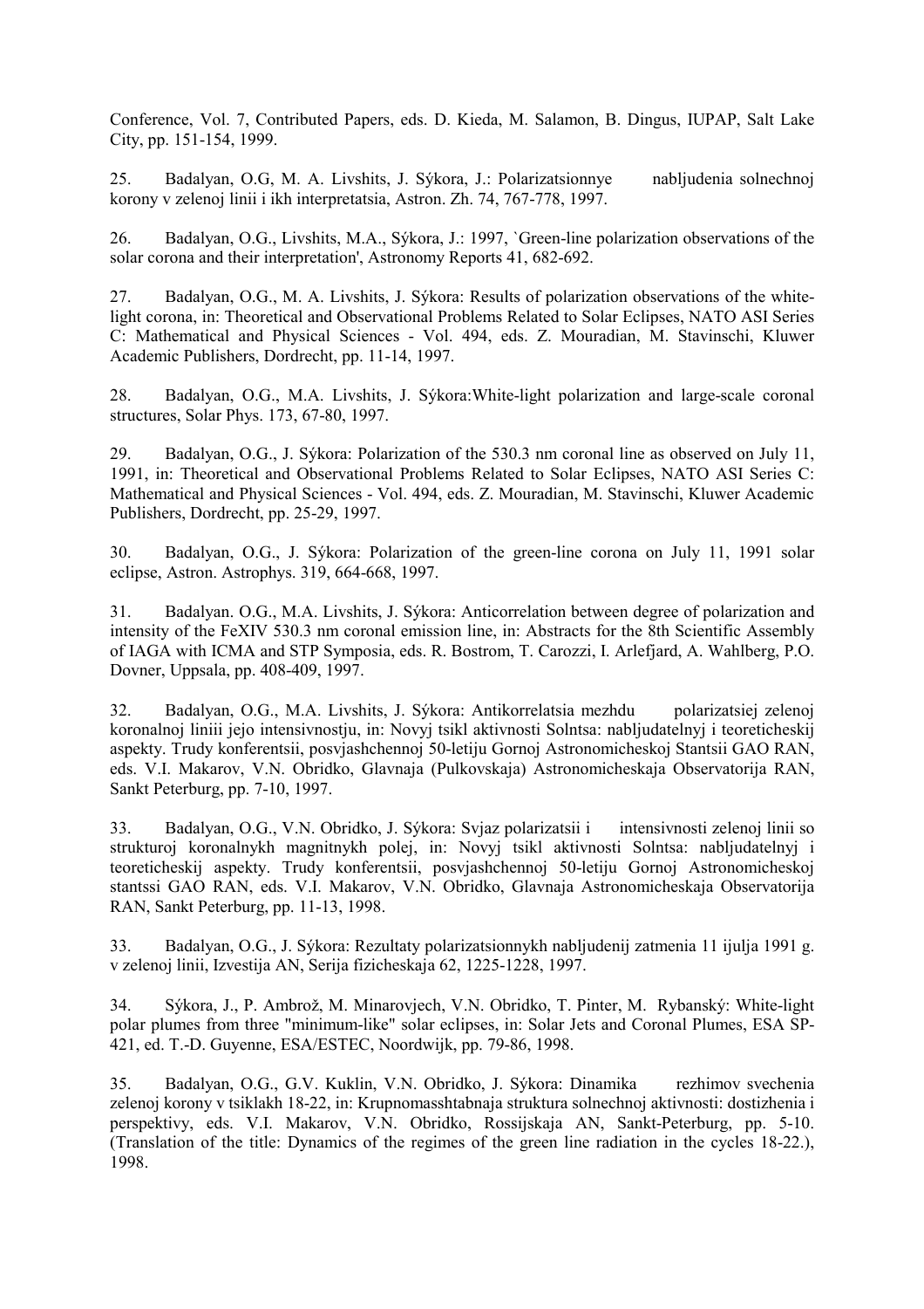Conference, Vol. 7, Contributed Papers, eds. D. Kieda, M. Salamon, B. Dingus, IUPAP, Salt Lake City, pp. 151-154, 1999.

25. Badalyan, O.G, M. A. Livshits, J. Sýkora, J.: Polarizatsionnye nabljudenia solnechnoj korony v zelenoj linii i ikh interpretatsia, Astron. Zh. 74, 767-778, 1997.

26. Badalyan, O.G., Livshits, M.A., Sýkora, J.: 1997, `Green-line polarization observations of the solar corona and their interpretation', Astronomy Reports 41, 682-692.

27. Badalyan, O.G., M. A. Livshits, J. Sýkora: Results of polarization observations of the white-light corona, in: Theoretical and Observational Problems Related to Solar Eclipses, NATO ASI Series C: Mathematical and Physical Sciences - Vol. 494, eds. Z. Mouradian, M. Stavinschi, Kluwer Academic Publishers, Dordrecht, pp. 11-14, 1997.

28. Badalyan, O.G., M.A. Livshits, J. Sýkora:White-light polarization and large-scale coronal structures, Solar Phys. 173, 67-80, 1997.

29. Badalyan, O.G., J. Sýkora: Polarization of the 530.3 nm coronal line as observed on July 11, 1991, in: Theoretical and Observational Problems Related to Solar Eclipses, NATO ASI Series C: Mathematical and Physical Sciences - Vol. 494, eds. Z. Mouradian, M. Stavinschi, Kluwer Academic Publishers, Dordrecht, pp. 25-29, 1997.

30. Badalyan, O.G., J. Sýkora: Polarization of the green-line corona on July 11, 1991 solar eclipse, Astron. Astrophys. 319, 664-668, 1997.

31. Badalyan. O.G., M.A. Livshits, J. Sýkora: Anticorrelation between degree of polarization and intensity of the FeXIV 530.3 nm coronal emission line, in: Abstracts for the 8th Scientific Assembly of IAGA with ICMA and STP Symposia, eds. R. Bostrom, T. Carozzi, I. Arlefjard, A. Wahlberg, P.O. Dovner, Uppsala, pp. 408-409, 1997.

32. Badalyan, O.G., M.A. Livshits, J. Sýkora: Antikorrelatsia mezhdu polarizatsiej zelenoj koronalnoj liniii jejo intensivnostju, in: Novyj tsikl aktivnosti Solntsa: nabljudatelnyj i teoreticheskij aspekty. Trudy konferentsii, posvjashchennoj 50-letiju Gornoj Astronomicheskoj Stantsii GAO RAN, eds. V.I. Makarov, V.N. Obridko, Glavnaja (Pulkovskaja) Astronomicheskaja Observatorija RAN, Sankt Peterburg, pp. 7-10, 1997.

33. Badalyan, O.G., V.N. Obridko, J. Sýkora: Svjaz polarizatsii i intensivnosti zelenoj linii so strukturoj koronalnykh magnitnykh polej, in: Novyj tsikl aktivnosti Solntsa: nabljudatelnyj i teoreticheskij aspekty. Trudy konferentsii, posvjashchennoj 50-letiju Gornoj Astronomicheskoj stantssi GAO RAN, eds. V.I. Makarov, V.N. Obridko, Glavnaja Astronomicheskaja Observatorija RAN, Sankt Peterburg, pp. 11-13, 1998.

33. Badalyan, O.G., J. Sýkora: Rezultaty polarizatsionnykh nabljudenij zatmenia 11 ijulja 1991 g. v zelenoj linii, Izvestija AN, Serija fizicheskaja 62, 1225-1228, 1997.

34. Sýkora, J., P. Ambrož, M. Minarovjech, V.N. Obridko, T. Pinter, M. Rybanský: White-light polar plumes from three "minimum-like" solar eclipses, in: Solar Jets and Coronal Plumes, ESA SP-421, ed. T.-D. Guyenne, ESA/ESTEC, Noordwijk, pp. 79-86, 1998.

35. Badalyan, O.G., G.V. Kuklin, V.N. Obridko, J. Sýkora: Dinamika rezhimov svechenia zelenoj korony v tsiklakh 18-22, in: Krupnomasshtabnaja struktura solnechnoj aktivnosti: dostizhenia i perspektivy, eds. V.I. Makarov, V.N. Obridko, Rossijskaja AN, Sankt-Peterburg, pp. 5-10. (Translation of the title: Dynamics of the regimes of the green line radiation in the cycles 18-22.), 1998.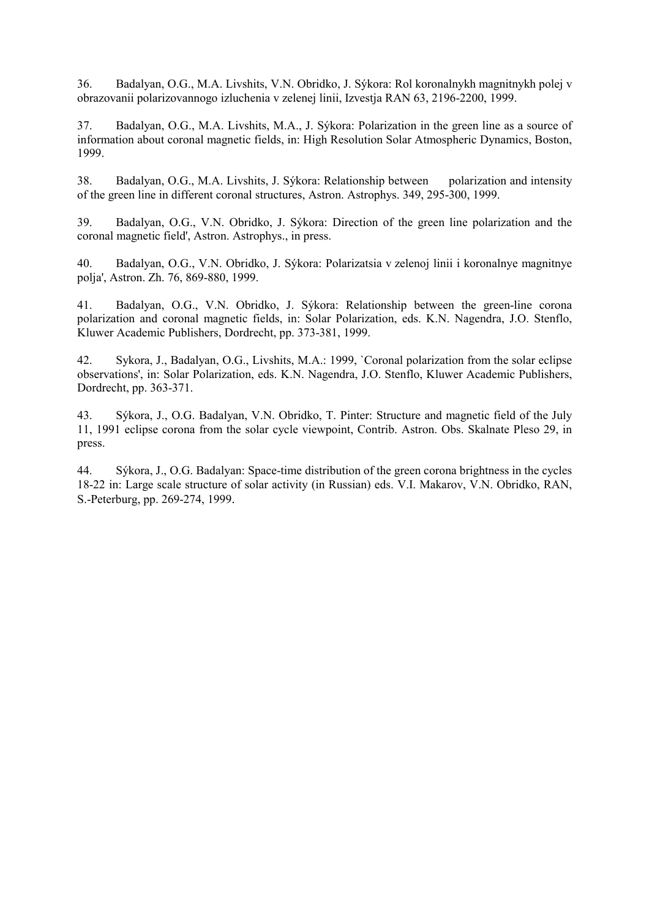36. Badalyan, O.G., M.A. Livshits, V.N. Obridko, J. Sýkora: Rol koronalnykh magnitnykh polej v obrazovanii polarizovannogo izluchenia v zelenej linii, Izvestja RAN 63, 2196-2200, 1999.

37. Badalyan, O.G., M.A. Livshits, M.A., J. Sýkora: Polarization in the green line as a source of information about coronal magnetic fields, in: High Resolution Solar Atmospheric Dynamics, Boston, 1999.

38. Badalyan, O.G., M.A. Livshits, J. Sýkora: Relationship between polarization and intensity of the green line in different coronal structures, Astron. Astrophys. 349, 295-300, 1999.

39. Badalyan, O.G., V.N. Obridko, J. Sýkora: Direction of the green line polarization and the coronal magnetic field', Astron. Astrophys., in press.

40. Badalyan, O.G., V.N. Obridko, J. Sýkora: Polarizatsia v zelenoj linii i koronalnye magnitnye polja', Astron. Zh. 76, 869-880, 1999.

41. Badalyan, O.G., V.N. Obridko, J. Sýkora: Relationship between the green-line corona polarization and coronal magnetic fields, in: Solar Polarization, eds. K.N. Nagendra, J.O. Stenflo, Kluwer Academic Publishers, Dordrecht, pp. 373-381, 1999.

42. Sykora, J., Badalyan, O.G., Livshits, M.A.: 1999, `Coronal polarization from the solar eclipse observations', in: Solar Polarization, eds. K.N. Nagendra, J.O. Stenflo, Kluwer Academic Publishers, Dordrecht, pp. 363-371.

43. Sýkora, J., O.G. Badalyan, V.N. Obridko, T. Pinter: Structure and magnetic field of the July 11, 1991 eclipse corona from the solar cycle viewpoint, Contrib. Astron. Obs. Skalnate Pleso 29, in press.

44. Sýkora, J., O.G. Badalyan: Space-time distribution of the green corona brightness in the cycles 18-22 in: Large scale structure of solar activity (in Russian) eds. V.I. Makarov, V.N. Obridko, RAN, S.-Peterburg, pp. 269-274, 1999.